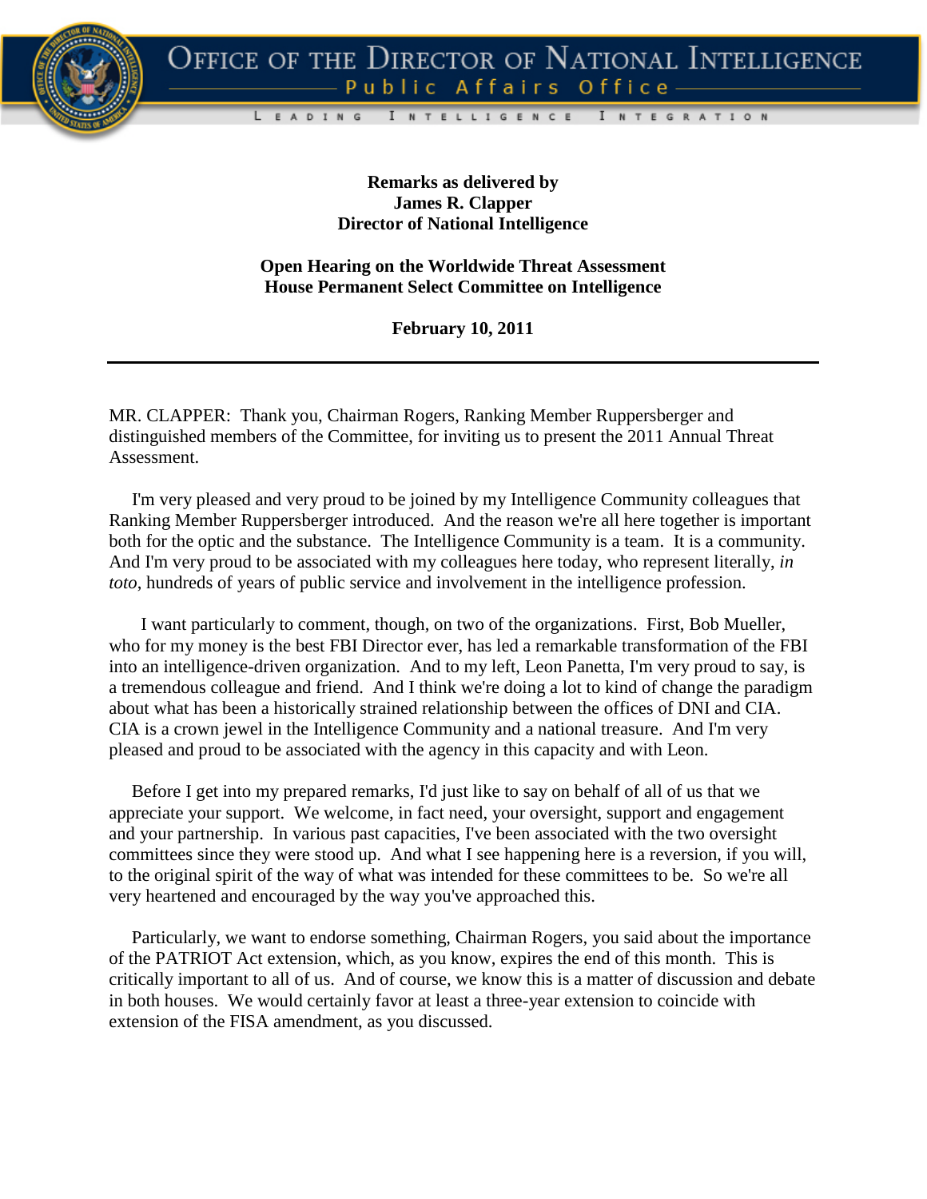# Office of the Director of National Intelligence

## Public Affairs Office

Leading Intelligence Integration

**Remarks as delivered by**
**James R. Clapper**
**Director of National Intelligence**

**Open Hearing on the Worldwide Threat Assessment**
**House Permanent Select Committee on Intelligence**

**February 10, 2011**

---

MR. CLAPPER: Thank you, Chairman Rogers, Ranking Member Ruppersberger and distinguished members of the Committee, for inviting us to present the 2011 Annual Threat Assessment.

I'm very pleased and very proud to be joined by my Intelligence Community colleagues that Ranking Member Ruppersberger introduced. And the reason we're all here together is important both for the optic and the substance. The Intelligence Community is a team. It is a community. And I'm very proud to be associated with my colleagues here today, who represent literally, *in toto*, hundreds of years of public service and involvement in the intelligence profession.

I want particularly to comment, though, on two of the organizations. First, Bob Mueller, who for my money is the best FBI Director ever, has led a remarkable transformation of the FBI into an intelligence-driven organization. And to my left, Leon Panetta, I'm very proud to say, is a tremendous colleague and friend. And I think we're doing a lot to kind of change the paradigm about what has been a historically strained relationship between the offices of DNI and CIA. CIA is a crown jewel in the Intelligence Community and a national treasure. And I'm very pleased and proud to be associated with the agency in this capacity and with Leon.

Before I get into my prepared remarks, I'd just like to say on behalf of all of us that we appreciate your support. We welcome, in fact need, your oversight, support and engagement and your partnership. In various past capacities, I've been associated with the two oversight committees since they were stood up. And what I see happening here is a reversion, if you will, to the original spirit of the way of what was intended for these committees to be. So we're all very heartened and encouraged by the way you've approached this.

Particularly, we want to endorse something, Chairman Rogers, you said about the importance of the PATRIOT Act extension, which, as you know, expires the end of this month. This is critically important to all of us. And of course, we know this is a matter of discussion and debate in both houses. We would certainly favor at least a three-year extension to coincide with extension of the FISA amendment, as you discussed.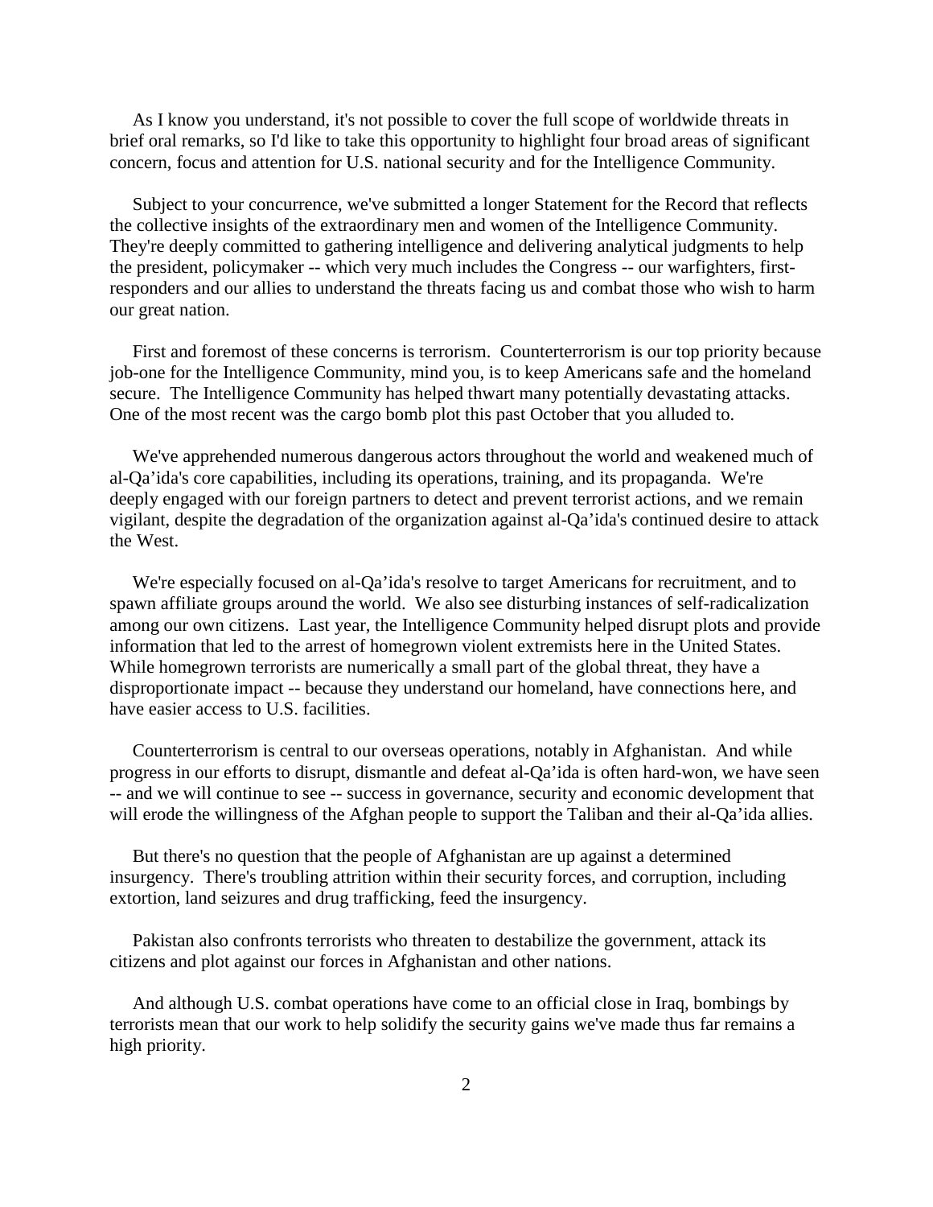As I know you understand, it's not possible to cover the full scope of worldwide threats in brief oral remarks, so I'd like to take this opportunity to highlight four broad areas of significant concern, focus and attention for U.S. national security and for the Intelligence Community.

Subject to your concurrence, we've submitted a longer Statement for the Record that reflects the collective insights of the extraordinary men and women of the Intelligence Community. They're deeply committed to gathering intelligence and delivering analytical judgments to help the president, policymaker -- which very much includes the Congress -- our warfighters, first-responders and our allies to understand the threats facing us and combat those who wish to harm our great nation.

First and foremost of these concerns is terrorism. Counterterrorism is our top priority because job-one for the Intelligence Community, mind you, is to keep Americans safe and the homeland secure. The Intelligence Community has helped thwart many potentially devastating attacks. One of the most recent was the cargo bomb plot this past October that you alluded to.

We've apprehended numerous dangerous actors throughout the world and weakened much of al-Qa'ida's core capabilities, including its operations, training, and its propaganda. We're deeply engaged with our foreign partners to detect and prevent terrorist actions, and we remain vigilant, despite the degradation of the organization against al-Qa'ida's continued desire to attack the West.

We're especially focused on al-Qa'ida's resolve to target Americans for recruitment, and to spawn affiliate groups around the world. We also see disturbing instances of self-radicalization among our own citizens. Last year, the Intelligence Community helped disrupt plots and provide information that led to the arrest of homegrown violent extremists here in the United States. While homegrown terrorists are numerically a small part of the global threat, they have a disproportionate impact -- because they understand our homeland, have connections here, and have easier access to U.S. facilities.

Counterterrorism is central to our overseas operations, notably in Afghanistan. And while progress in our efforts to disrupt, dismantle and defeat al-Qa'ida is often hard-won, we have seen -- and we will continue to see -- success in governance, security and economic development that will erode the willingness of the Afghan people to support the Taliban and their al-Qa'ida allies.

But there's no question that the people of Afghanistan are up against a determined insurgency. There's troubling attrition within their security forces, and corruption, including extortion, land seizures and drug trafficking, feed the insurgency.

Pakistan also confronts terrorists who threaten to destabilize the government, attack its citizens and plot against our forces in Afghanistan and other nations.

And although U.S. combat operations have come to an official close in Iraq, bombings by terrorists mean that our work to help solidify the security gains we've made thus far remains a high priority.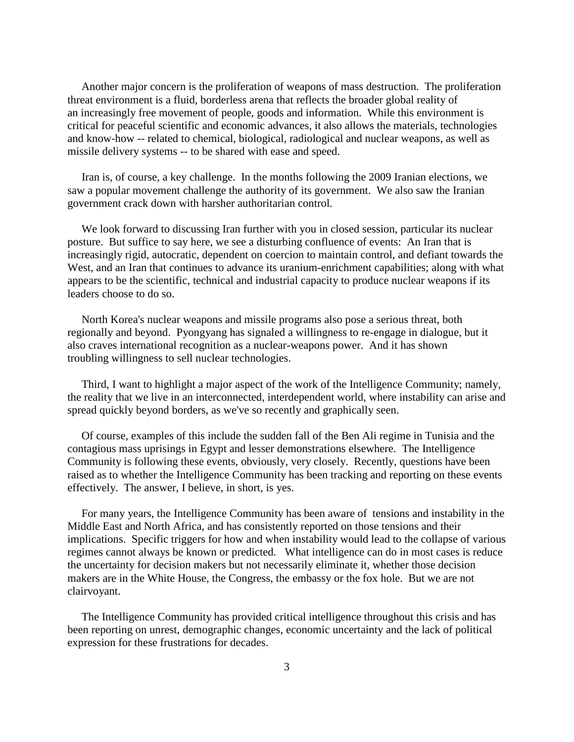Another major concern is the proliferation of weapons of mass destruction. The proliferation threat environment is a fluid, borderless arena that reflects the broader global reality of an increasingly free movement of people, goods and information. While this environment is critical for peaceful scientific and economic advances, it also allows the materials, technologies and know-how -- related to chemical, biological, radiological and nuclear weapons, as well as missile delivery systems -- to be shared with ease and speed.

Iran is, of course, a key challenge. In the months following the 2009 Iranian elections, we saw a popular movement challenge the authority of its government. We also saw the Iranian government crack down with harsher authoritarian control.

We look forward to discussing Iran further with you in closed session, particular its nuclear posture. But suffice to say here, we see a disturbing confluence of events: An Iran that is increasingly rigid, autocratic, dependent on coercion to maintain control, and defiant towards the West, and an Iran that continues to advance its uranium-enrichment capabilities; along with what appears to be the scientific, technical and industrial capacity to produce nuclear weapons if its leaders choose to do so.

North Korea's nuclear weapons and missile programs also pose a serious threat, both regionally and beyond. Pyongyang has signaled a willingness to re-engage in dialogue, but it also craves international recognition as a nuclear-weapons power. And it has shown troubling willingness to sell nuclear technologies.

Third, I want to highlight a major aspect of the work of the Intelligence Community; namely, the reality that we live in an interconnected, interdependent world, where instability can arise and spread quickly beyond borders, as we've so recently and graphically seen.

Of course, examples of this include the sudden fall of the Ben Ali regime in Tunisia and the contagious mass uprisings in Egypt and lesser demonstrations elsewhere. The Intelligence Community is following these events, obviously, very closely. Recently, questions have been raised as to whether the Intelligence Community has been tracking and reporting on these events effectively. The answer, I believe, in short, is yes.

For many years, the Intelligence Community has been aware of tensions and instability in the Middle East and North Africa, and has consistently reported on those tensions and their implications. Specific triggers for how and when instability would lead to the collapse of various regimes cannot always be known or predicted. What intelligence can do in most cases is reduce the uncertainty for decision makers but not necessarily eliminate it, whether those decision makers are in the White House, the Congress, the embassy or the fox hole. But we are not clairvoyant.

The Intelligence Community has provided critical intelligence throughout this crisis and has been reporting on unrest, demographic changes, economic uncertainty and the lack of political expression for these frustrations for decades.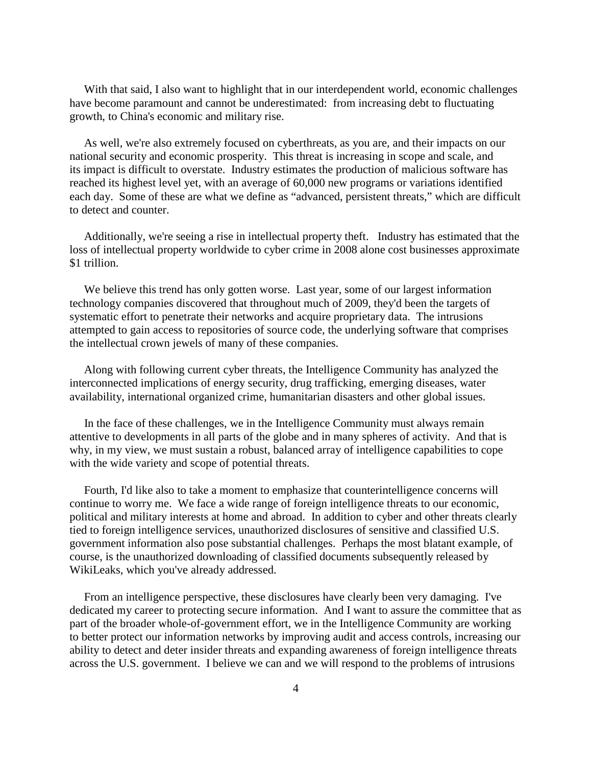With that said, I also want to highlight that in our interdependent world, economic challenges have become paramount and cannot be underestimated: from increasing debt to fluctuating growth, to China's economic and military rise.

As well, we're also extremely focused on cyberthreats, as you are, and their impacts on our national security and economic prosperity. This threat is increasing in scope and scale, and its impact is difficult to overstate. Industry estimates the production of malicious software has reached its highest level yet, with an average of 60,000 new programs or variations identified each day. Some of these are what we define as "advanced, persistent threats," which are difficult to detect and counter.

Additionally, we're seeing a rise in intellectual property theft. Industry has estimated that the loss of intellectual property worldwide to cyber crime in 2008 alone cost businesses approximate $1 trillion.

We believe this trend has only gotten worse. Last year, some of our largest information technology companies discovered that throughout much of 2009, they'd been the targets of systematic effort to penetrate their networks and acquire proprietary data. The intrusions attempted to gain access to repositories of source code, the underlying software that comprises the intellectual crown jewels of many of these companies.

Along with following current cyber threats, the Intelligence Community has analyzed the interconnected implications of energy security, drug trafficking, emerging diseases, water availability, international organized crime, humanitarian disasters and other global issues.

In the face of these challenges, we in the Intelligence Community must always remain attentive to developments in all parts of the globe and in many spheres of activity. And that is why, in my view, we must sustain a robust, balanced array of intelligence capabilities to cope with the wide variety and scope of potential threats.

Fourth, I'd like also to take a moment to emphasize that counterintelligence concerns will continue to worry me. We face a wide range of foreign intelligence threats to our economic, political and military interests at home and abroad. In addition to cyber and other threats clearly tied to foreign intelligence services, unauthorized disclosures of sensitive and classified U.S. government information also pose substantial challenges. Perhaps the most blatant example, of course, is the unauthorized downloading of classified documents subsequently released by WikiLeaks, which you've already addressed.

From an intelligence perspective, these disclosures have clearly been very damaging. I've dedicated my career to protecting secure information. And I want to assure the committee that as part of the broader whole-of-government effort, we in the Intelligence Community are working to better protect our information networks by improving audit and access controls, increasing our ability to detect and deter insider threats and expanding awareness of foreign intelligence threats across the U.S. government. I believe we can and we will respond to the problems of intrusions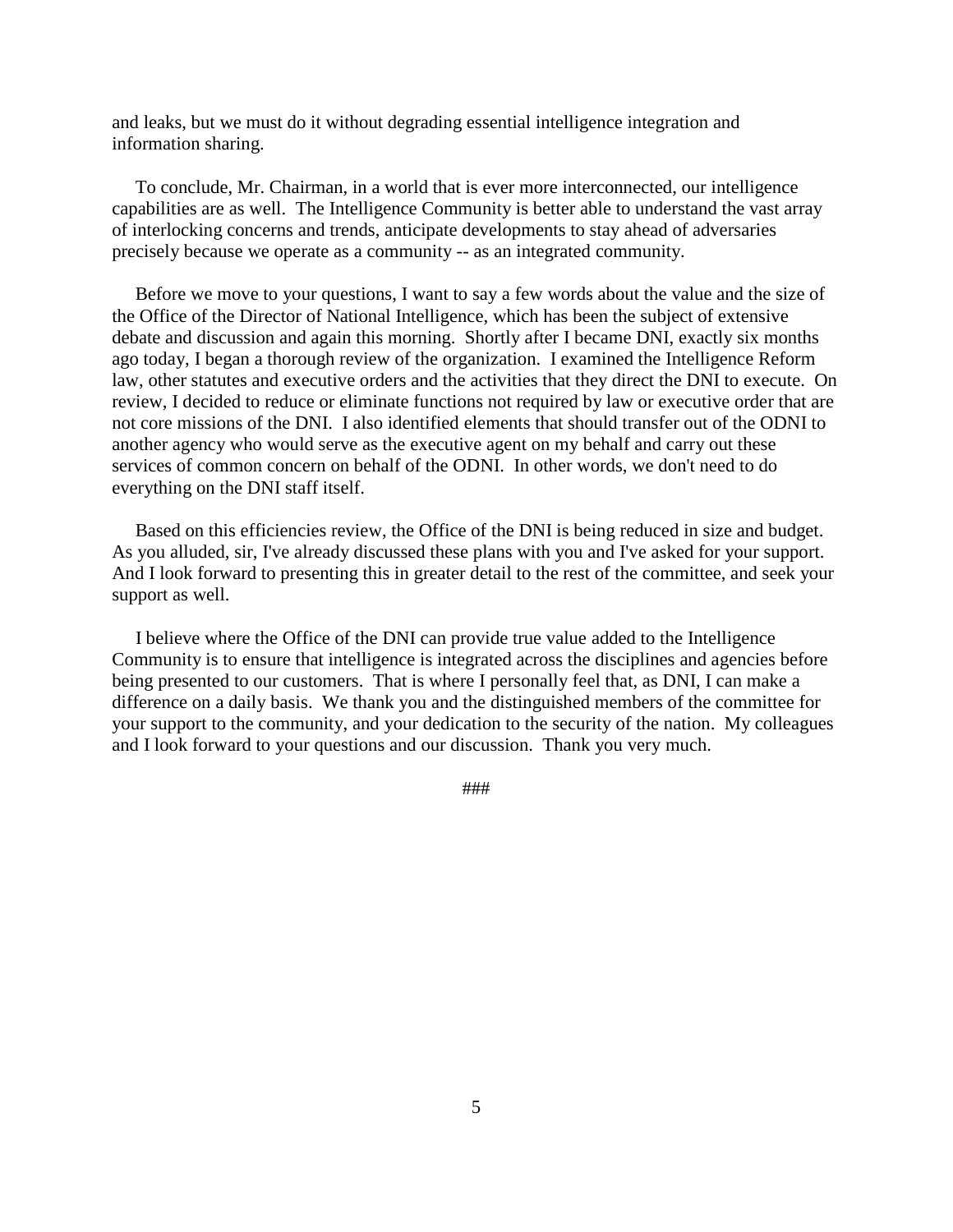and leaks, but we must do it without degrading essential intelligence integration and information sharing.

To conclude, Mr. Chairman, in a world that is ever more interconnected, our intelligence capabilities are as well. The Intelligence Community is better able to understand the vast array of interlocking concerns and trends, anticipate developments to stay ahead of adversaries precisely because we operate as a community -- as an integrated community.

Before we move to your questions, I want to say a few words about the value and the size of the Office of the Director of National Intelligence, which has been the subject of extensive debate and discussion and again this morning. Shortly after I became DNI, exactly six months ago today, I began a thorough review of the organization. I examined the Intelligence Reform law, other statutes and executive orders and the activities that they direct the DNI to execute. On review, I decided to reduce or eliminate functions not required by law or executive order that are not core missions of the DNI. I also identified elements that should transfer out of the ODNI to another agency who would serve as the executive agent on my behalf and carry out these services of common concern on behalf of the ODNI. In other words, we don't need to do everything on the DNI staff itself.

Based on this efficiencies review, the Office of the DNI is being reduced in size and budget. As you alluded, sir, I've already discussed these plans with you and I've asked for your support. And I look forward to presenting this in greater detail to the rest of the committee, and seek your support as well.

I believe where the Office of the DNI can provide true value added to the Intelligence Community is to ensure that intelligence is integrated across the disciplines and agencies before being presented to our customers. That is where I personally feel that, as DNI, I can make a difference on a daily basis. We thank you and the distinguished members of the committee for your support to the community, and your dedication to the security of the nation. My colleagues and I look forward to your questions and our discussion. Thank you very much.

###